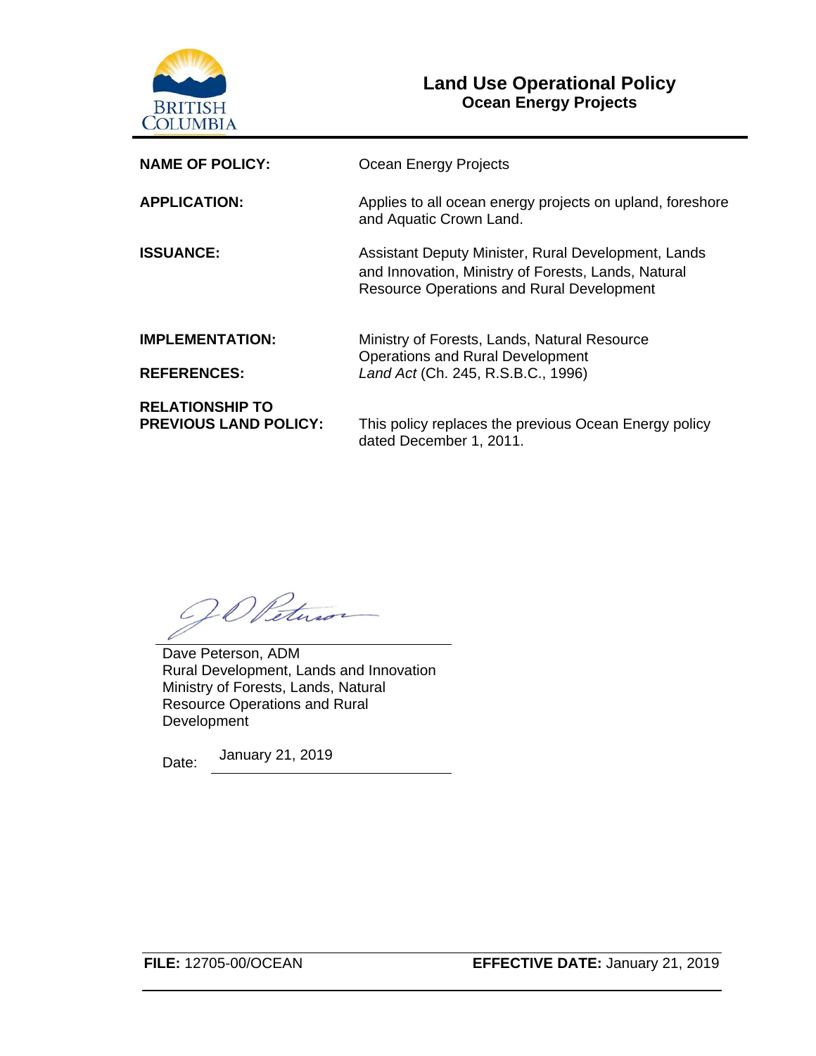BRITISH COLUMBIA

# Land Use Operational Policy
## Ocean Energy Projects

| | |
|---|---|
| **NAME OF POLICY:** | Ocean Energy Projects |
| **APPLICATION:** | Applies to all ocean energy projects on upland, foreshore and Aquatic Crown Land. |
| **ISSUANCE:** | Assistant Deputy Minister, Rural Development, Lands and Innovation, Ministry of Forests, Lands, Natural Resource Operations and Rural Development |
| **IMPLEMENTATION:** | Ministry of Forests, Lands, Natural Resource Operations and Rural Development |
| **REFERENCES:** | *Land Act* (Ch. 245, R.S.B.C., 1996) |
| **RELATIONSHIP TO PREVIOUS LAND POLICY:** | This policy replaces the previous Ocean Energy policy dated December 1, 2011. |

Dave Peterson, ADM
Rural Development, Lands and Innovation
Ministry of Forests, Lands, Natural Resource Operations and Rural Development

Date: January 21, 2019

**FILE:** 12705-00/OCEAN

**EFFECTIVE DATE:** January 21, 2019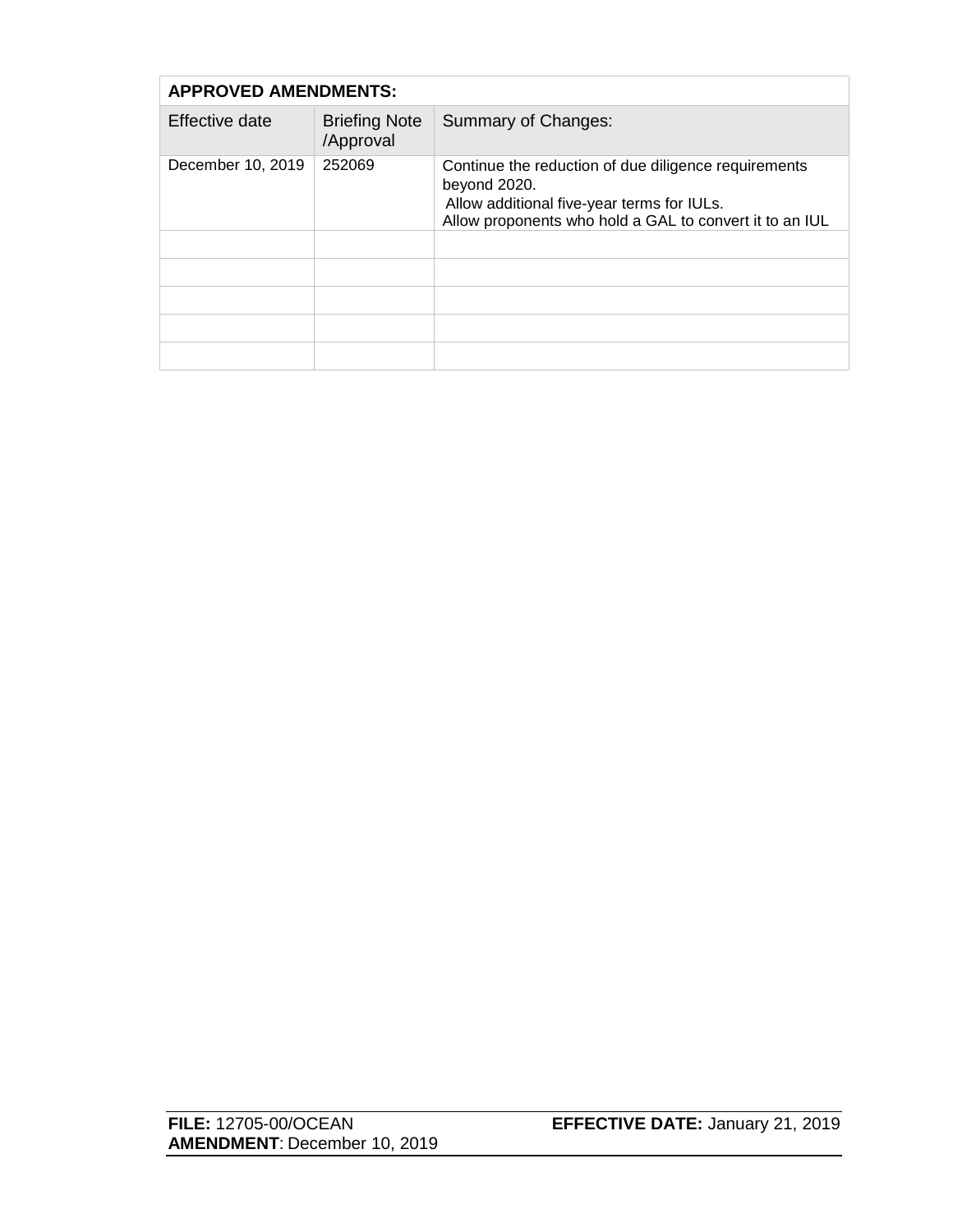| **APPROVED AMENDMENTS:** | | |
|---|---|---|
| Effective date | Briefing Note /Approval | Summary of Changes: |
| December 10, 2019 | 252069 | Continue the reduction of due diligence requirements beyond 2020.<br>Allow additional five-year terms for IULs.<br>Allow proponents who hold a GAL to convert it to an IUL |
| | | |
| | | |
| | | |
| | | |
| | | |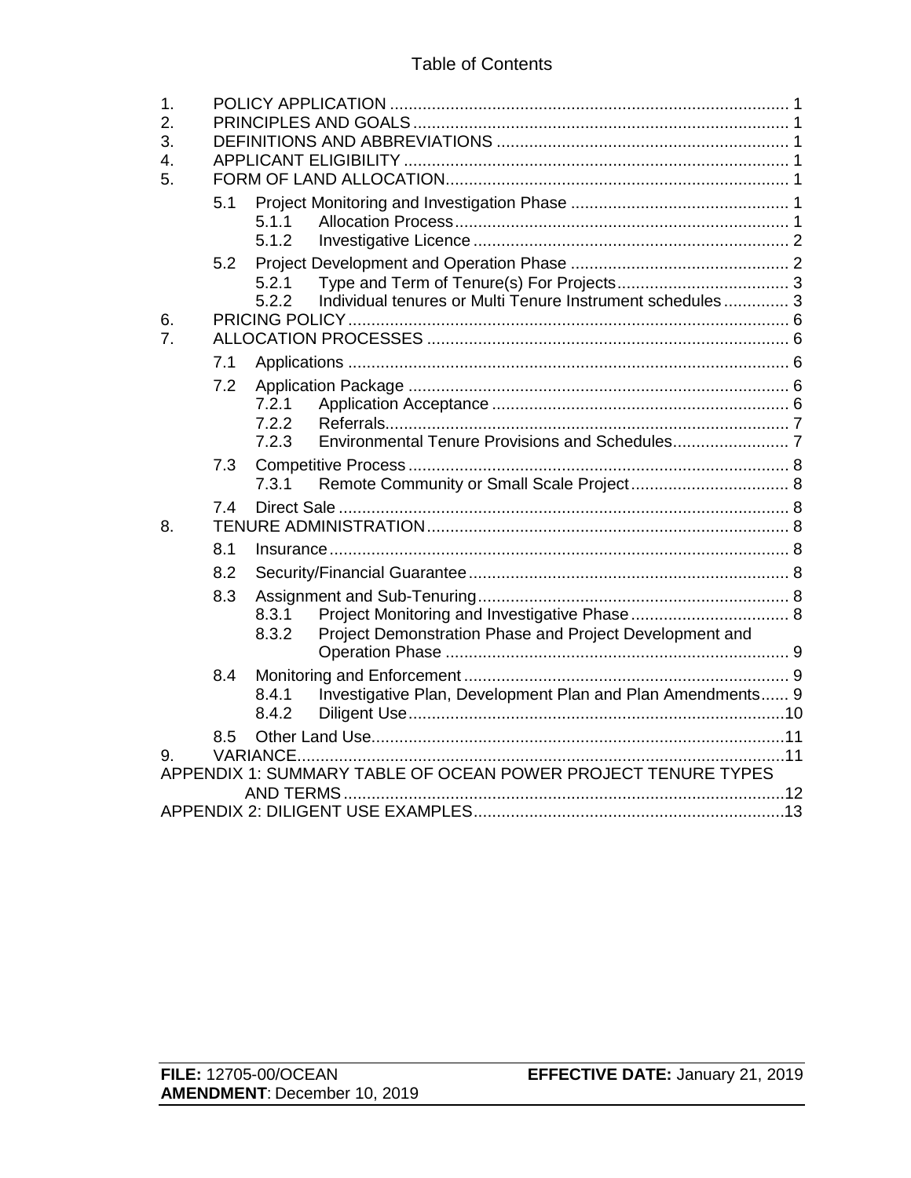# Table of Contents

1. POLICY APPLICATION ..................................................................................... 1
2. PRINCIPLES AND GOALS ............................................................................... 1
3. DEFINITIONS AND ABBREVIATIONS ............................................................. 1
4. APPLICANT ELIGIBILITY ................................................................................. 1
5. FORM OF LAND ALLOCATION......................................................................... 1
   - 5.1 Project Monitoring and Investigation Phase .............................................. 1
     - 5.1.1 Allocation Process....................................................................... 1
     - 5.1.2 Investigative Licence ................................................................... 2
   - 5.2 Project Development and Operation Phase .............................................. 2
     - 5.2.1 Type and Term of Tenure(s) For Projects.................................... 3
     - 5.2.2 Individual tenures or Multi Tenure Instrument schedules .............. 3
6. PRICING POLICY............................................................................................. 6
7. ALLOCATION PROCESSES ............................................................................ 6
   - 7.1 Applications ............................................................................................. 6
   - 7.2 Application Package ................................................................................ 6
     - 7.2.1 Application Acceptance ............................................................... 6
     - 7.2.2 Referrals...................................................................................... 7
     - 7.2.3 Environmental Tenure Provisions and Schedules......................... 7
   - 7.3 Competitive Process ................................................................................ 8
     - 7.3.1 Remote Community or Small Scale Project.................................. 8
   - 7.4 Direct Sale ............................................................................................... 8
8. TENURE ADMINISTRATION............................................................................ 8
   - 8.1 Insurance................................................................................................. 8
   - 8.2 Security/Financial Guarantee.................................................................... 8
   - 8.3 Assignment and Sub-Tenuring.................................................................. 8
     - 8.3.1 Project Monitoring and Investigative Phase.................................. 8
     - 8.3.2 Project Demonstration Phase and Project Development and Operation Phase ......................................................................... 9
   - 8.4 Monitoring and Enforcement..................................................................... 9
     - 8.4.1 Investigative Plan, Development Plan and Plan Amendments...... 9
     - 8.4.2 Diligent Use................................................................................10
   - 8.5 Other Land Use.......................................................................................11
9. VARIANCE......................................................................................................11

APPENDIX 1: SUMMARY TABLE OF OCEAN POWER PROJECT TENURE TYPES AND TERMS.............................................................................................12

APPENDIX 2: DILIGENT USE EXAMPLES.................................................................13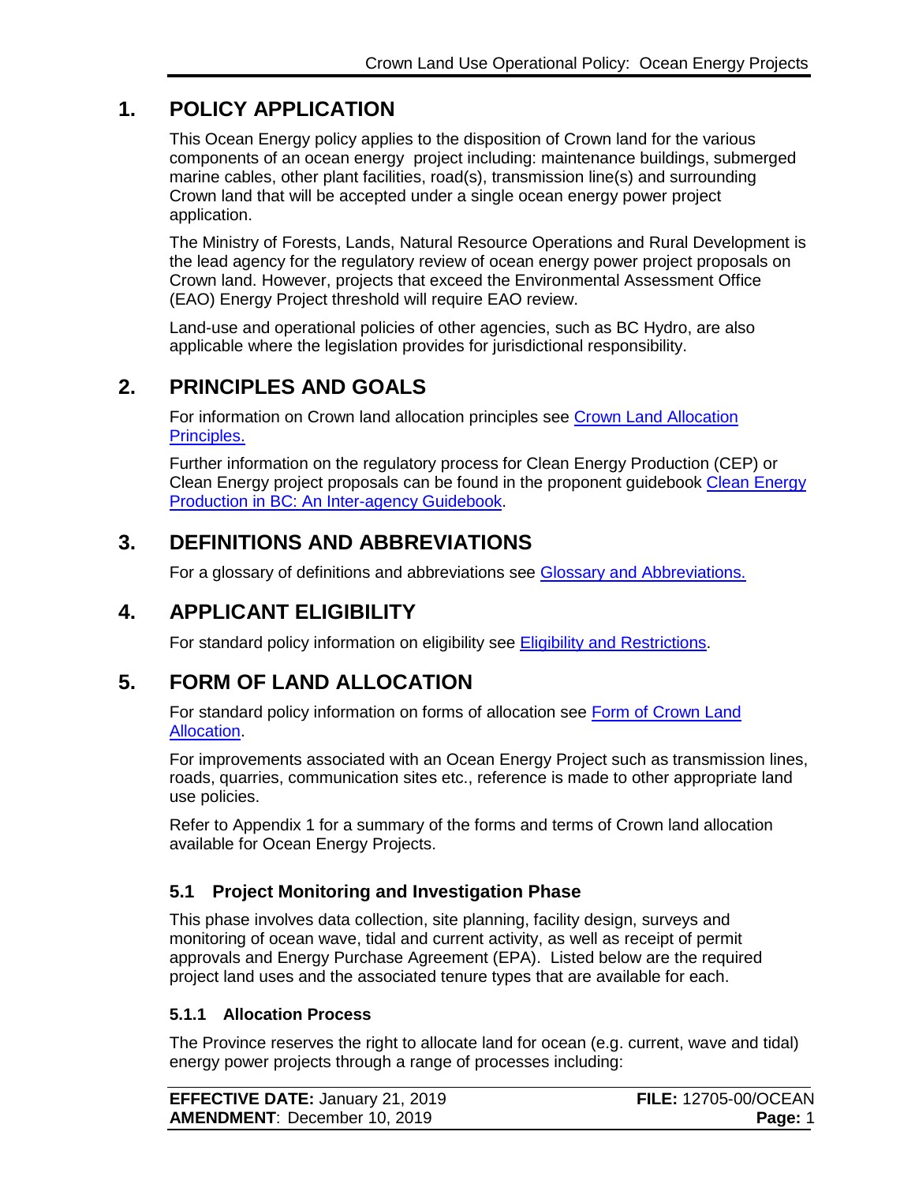## 1. POLICY APPLICATION

This Ocean Energy policy applies to the disposition of Crown land for the various components of an ocean energy project including: maintenance buildings, submerged marine cables, other plant facilities, road(s), transmission line(s) and surrounding Crown land that will be accepted under a single ocean energy power project application.

The Ministry of Forests, Lands, Natural Resource Operations and Rural Development is the lead agency for the regulatory review of ocean energy power project proposals on Crown land. However, projects that exceed the Environmental Assessment Office (EAO) Energy Project threshold will require EAO review.

Land-use and operational policies of other agencies, such as BC Hydro, are also applicable where the legislation provides for jurisdictional responsibility.

## 2. PRINCIPLES AND GOALS

For information on Crown land allocation principles see Crown Land Allocation Principles.

Further information on the regulatory process for Clean Energy Production (CEP) or Clean Energy project proposals can be found in the proponent guidebook Clean Energy Production in BC: An Inter-agency Guidebook.

## 3. DEFINITIONS AND ABBREVIATIONS

For a glossary of definitions and abbreviations see Glossary and Abbreviations.

## 4. APPLICANT ELIGIBILITY

For standard policy information on eligibility see Eligibility and Restrictions.

## 5. FORM OF LAND ALLOCATION

For standard policy information on forms of allocation see Form of Crown Land Allocation.

For improvements associated with an Ocean Energy Project such as transmission lines, roads, quarries, communication sites etc., reference is made to other appropriate land use policies.

Refer to Appendix 1 for a summary of the forms and terms of Crown land allocation available for Ocean Energy Projects.

### 5.1 Project Monitoring and Investigation Phase

This phase involves data collection, site planning, facility design, surveys and monitoring of ocean wave, tidal and current activity, as well as receipt of permit approvals and Energy Purchase Agreement (EPA). Listed below are the required project land uses and the associated tenure types that are available for each.

#### 5.1.1 Allocation Process

The Province reserves the right to allocate land for ocean (e.g. current, wave and tidal) energy power projects through a range of processes including: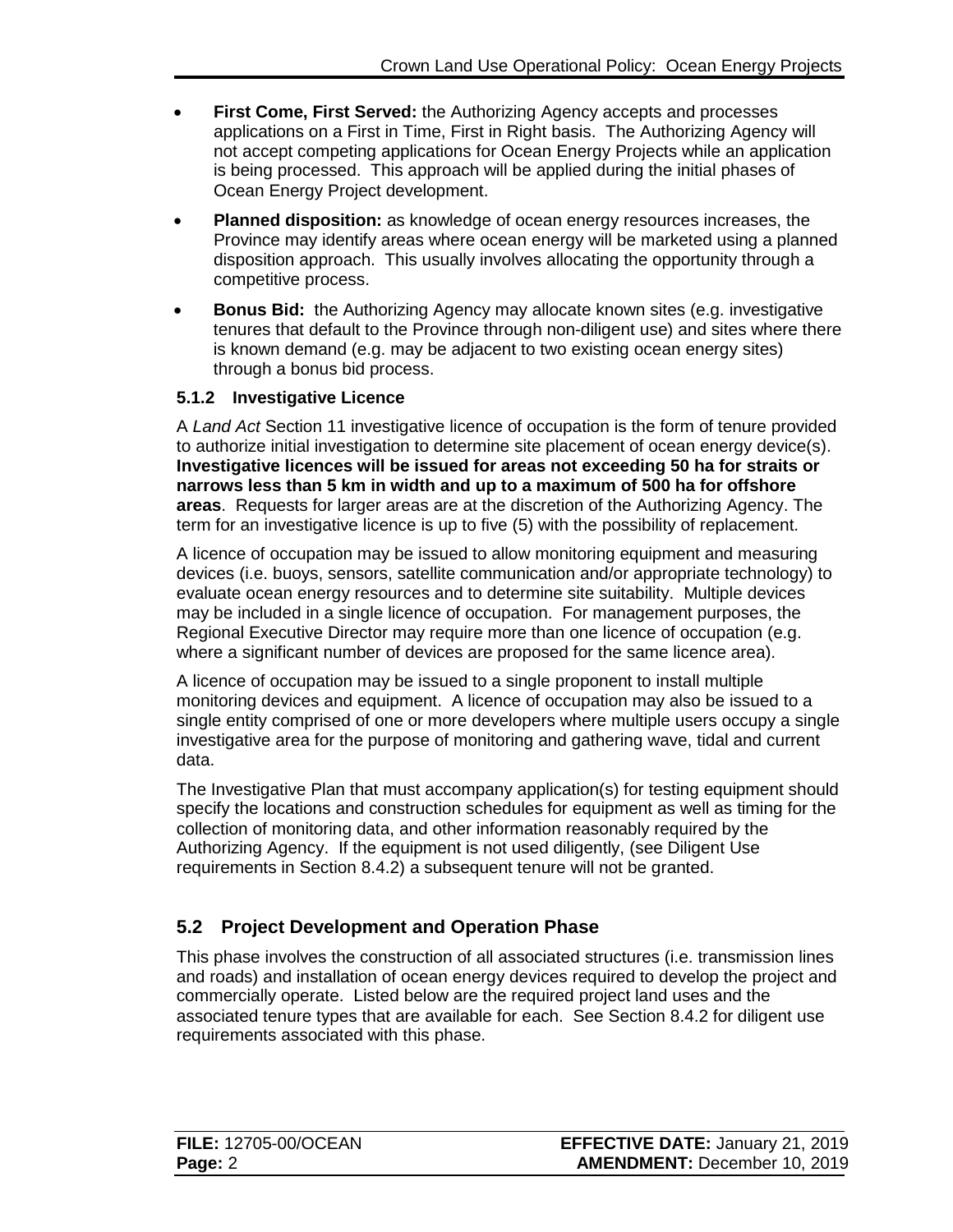- **First Come, First Served:** the Authorizing Agency accepts and processes applications on a First in Time, First in Right basis. The Authorizing Agency will not accept competing applications for Ocean Energy Projects while an application is being processed. This approach will be applied during the initial phases of Ocean Energy Project development.
- **Planned disposition:** as knowledge of ocean energy resources increases, the Province may identify areas where ocean energy will be marketed using a planned disposition approach. This usually involves allocating the opportunity through a competitive process.
- **Bonus Bid:** the Authorizing Agency may allocate known sites (e.g. investigative tenures that default to the Province through non-diligent use) and sites where there is known demand (e.g. may be adjacent to two existing ocean energy sites) through a bonus bid process.

### 5.1.2 Investigative Licence

A *Land Act* Section 11 investigative licence of occupation is the form of tenure provided to authorize initial investigation to determine site placement of ocean energy device(s). **Investigative licences will be issued for areas not exceeding 50 ha for straits or narrows less than 5 km in width and up to a maximum of 500 ha for offshore areas**. Requests for larger areas are at the discretion of the Authorizing Agency. The term for an investigative licence is up to five (5) with the possibility of replacement.

A licence of occupation may be issued to allow monitoring equipment and measuring devices (i.e. buoys, sensors, satellite communication and/or appropriate technology) to evaluate ocean energy resources and to determine site suitability. Multiple devices may be included in a single licence of occupation. For management purposes, the Regional Executive Director may require more than one licence of occupation (e.g. where a significant number of devices are proposed for the same licence area).

A licence of occupation may be issued to a single proponent to install multiple monitoring devices and equipment. A licence of occupation may also be issued to a single entity comprised of one or more developers where multiple users occupy a single investigative area for the purpose of monitoring and gathering wave, tidal and current data.

The Investigative Plan that must accompany application(s) for testing equipment should specify the locations and construction schedules for equipment as well as timing for the collection of monitoring data, and other information reasonably required by the Authorizing Agency. If the equipment is not used diligently, (see Diligent Use requirements in Section 8.4.2) a subsequent tenure will not be granted.

## 5.2 Project Development and Operation Phase

This phase involves the construction of all associated structures (i.e. transmission lines and roads) and installation of ocean energy devices required to develop the project and commercially operate. Listed below are the required project land uses and the associated tenure types that are available for each. See Section 8.4.2 for diligent use requirements associated with this phase.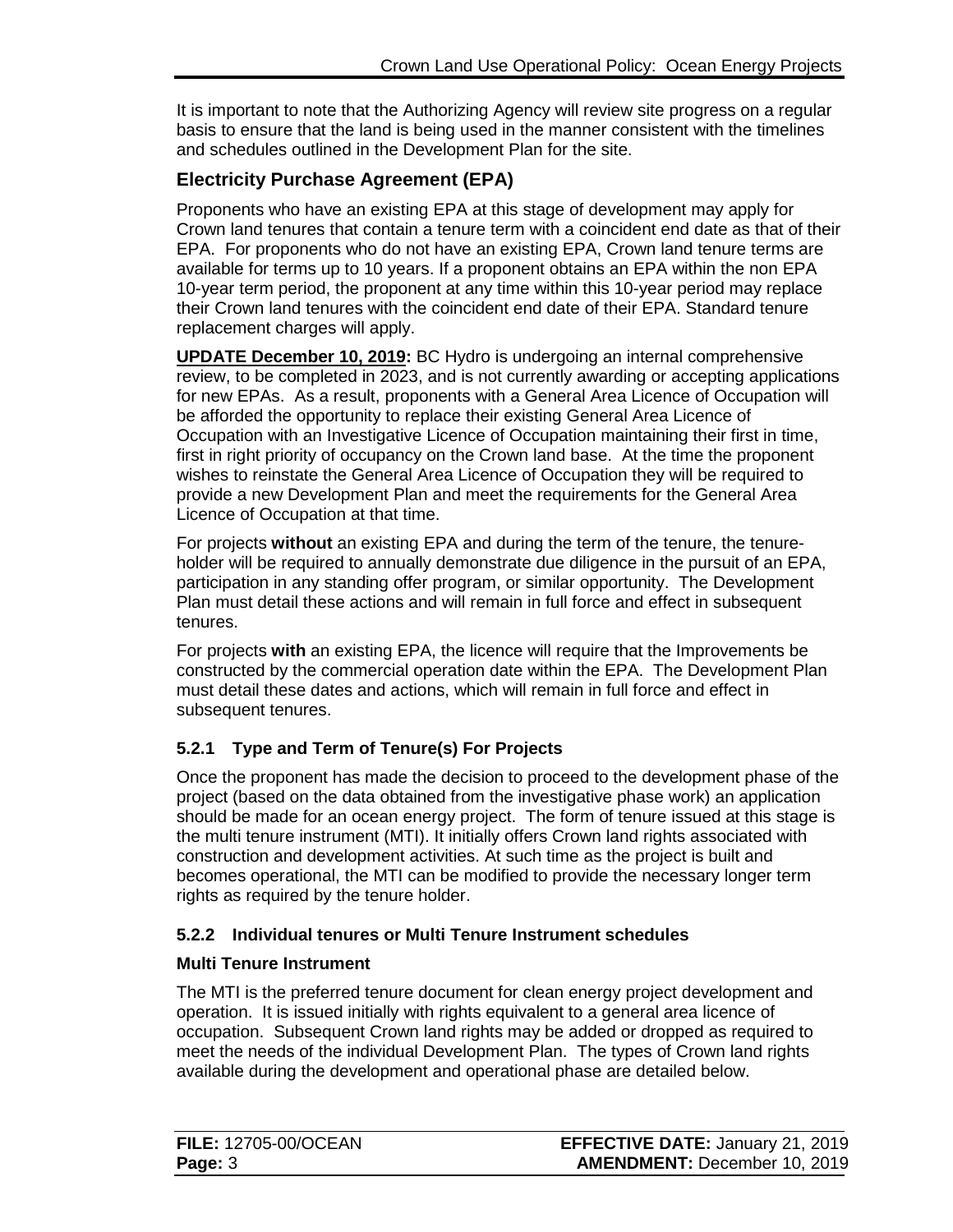It is important to note that the Authorizing Agency will review site progress on a regular basis to ensure that the land is being used in the manner consistent with the timelines and schedules outlined in the Development Plan for the site.

## Electricity Purchase Agreement (EPA)

Proponents who have an existing EPA at this stage of development may apply for Crown land tenures that contain a tenure term with a coincident end date as that of their EPA. For proponents who do not have an existing EPA, Crown land tenure terms are available for terms up to 10 years. If a proponent obtains an EPA within the non EPA 10-year term period, the proponent at any time within this 10-year period may replace their Crown land tenures with the coincident end date of their EPA. Standard tenure replacement charges will apply.

**UPDATE December 10, 2019:** BC Hydro is undergoing an internal comprehensive review, to be completed in 2023, and is not currently awarding or accepting applications for new EPAs. As a result, proponents with a General Area Licence of Occupation will be afforded the opportunity to replace their existing General Area Licence of Occupation with an Investigative Licence of Occupation maintaining their first in time, first in right priority of occupancy on the Crown land base. At the time the proponent wishes to reinstate the General Area Licence of Occupation they will be required to provide a new Development Plan and meet the requirements for the General Area Licence of Occupation at that time.

For projects **without** an existing EPA and during the term of the tenure, the tenure-holder will be required to annually demonstrate due diligence in the pursuit of an EPA, participation in any standing offer program, or similar opportunity. The Development Plan must detail these actions and will remain in full force and effect in subsequent tenures.

For projects **with** an existing EPA, the licence will require that the Improvements be constructed by the commercial operation date within the EPA. The Development Plan must detail these dates and actions, which will remain in full force and effect in subsequent tenures.

### 5.2.1 Type and Term of Tenure(s) For Projects

Once the proponent has made the decision to proceed to the development phase of the project (based on the data obtained from the investigative phase work) an application should be made for an ocean energy project. The form of tenure issued at this stage is the multi tenure instrument (MTI). It initially offers Crown land rights associated with construction and development activities. At such time as the project is built and becomes operational, the MTI can be modified to provide the necessary longer term rights as required by the tenure holder.

### 5.2.2 Individual tenures or Multi Tenure Instrument schedules

**Multi Tenure Instrument**

The MTI is the preferred tenure document for clean energy project development and operation. It is issued initially with rights equivalent to a general area licence of occupation. Subsequent Crown land rights may be added or dropped as required to meet the needs of the individual Development Plan. The types of Crown land rights available during the development and operational phase are detailed below.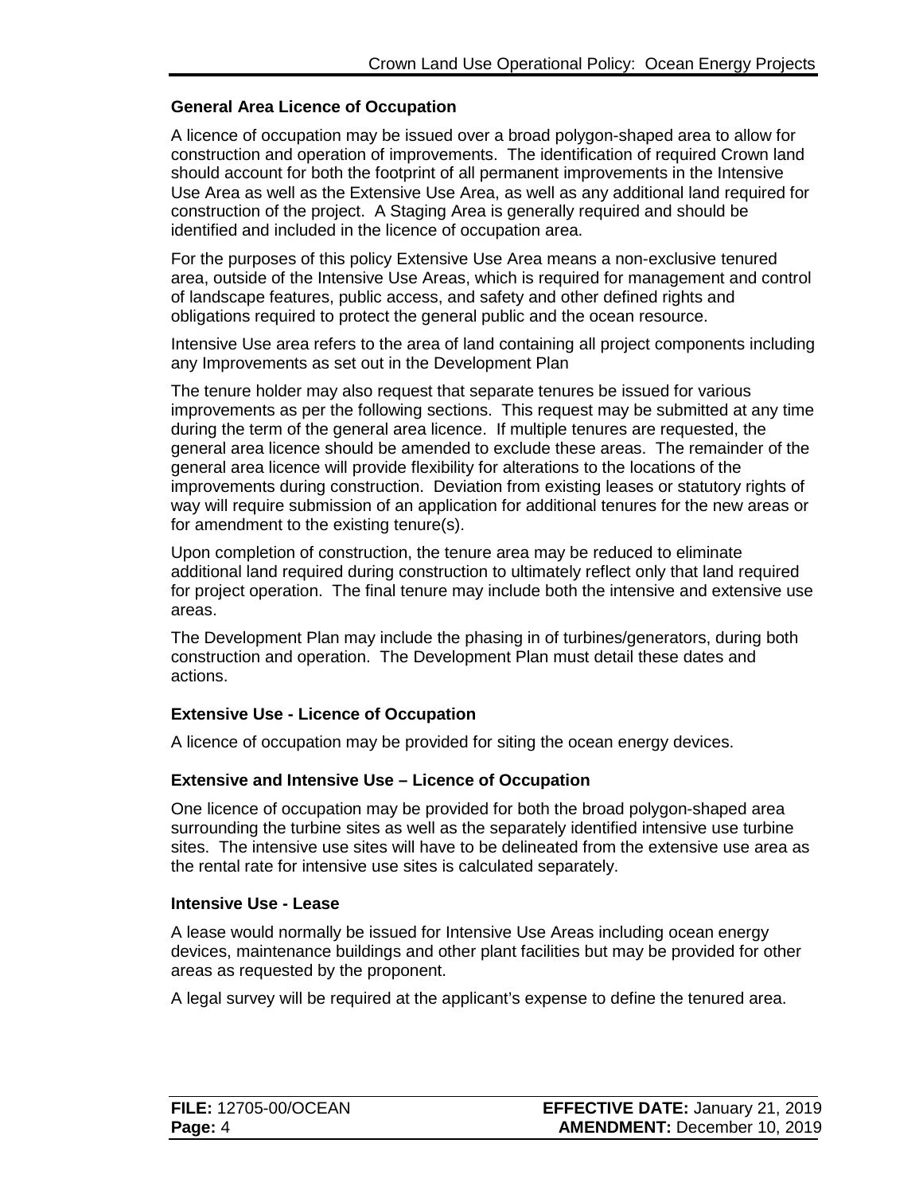### General Area Licence of Occupation

A licence of occupation may be issued over a broad polygon-shaped area to allow for construction and operation of improvements. The identification of required Crown land should account for both the footprint of all permanent improvements in the Intensive Use Area as well as the Extensive Use Area, as well as any additional land required for construction of the project. A Staging Area is generally required and should be identified and included in the licence of occupation area.

For the purposes of this policy Extensive Use Area means a non-exclusive tenured area, outside of the Intensive Use Areas, which is required for management and control of landscape features, public access, and safety and other defined rights and obligations required to protect the general public and the ocean resource.

Intensive Use area refers to the area of land containing all project components including any Improvements as set out in the Development Plan

The tenure holder may also request that separate tenures be issued for various improvements as per the following sections. This request may be submitted at any time during the term of the general area licence. If multiple tenures are requested, the general area licence should be amended to exclude these areas. The remainder of the general area licence will provide flexibility for alterations to the locations of the improvements during construction. Deviation from existing leases or statutory rights of way will require submission of an application for additional tenures for the new areas or for amendment to the existing tenure(s).

Upon completion of construction, the tenure area may be reduced to eliminate additional land required during construction to ultimately reflect only that land required for project operation. The final tenure may include both the intensive and extensive use areas.

The Development Plan may include the phasing in of turbines/generators, during both construction and operation. The Development Plan must detail these dates and actions.

### Extensive Use - Licence of Occupation

A licence of occupation may be provided for siting the ocean energy devices.

### Extensive and Intensive Use – Licence of Occupation

One licence of occupation may be provided for both the broad polygon-shaped area surrounding the turbine sites as well as the separately identified intensive use turbine sites. The intensive use sites will have to be delineated from the extensive use area as the rental rate for intensive use sites is calculated separately.

### Intensive Use - Lease

A lease would normally be issued for Intensive Use Areas including ocean energy devices, maintenance buildings and other plant facilities but may be provided for other areas as requested by the proponent.

A legal survey will be required at the applicant's expense to define the tenured area.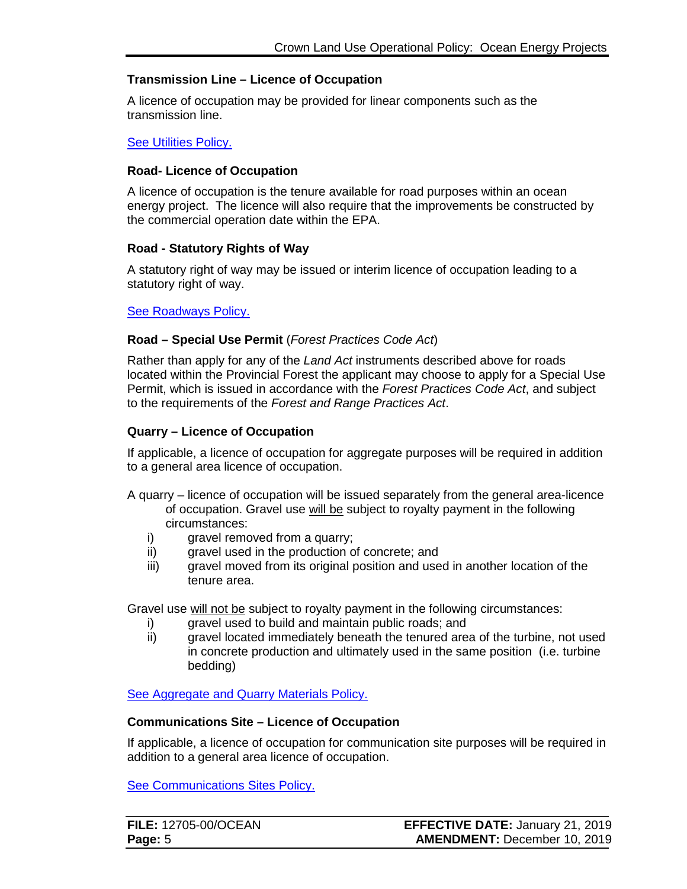### Transmission Line – Licence of Occupation

A licence of occupation may be provided for linear components such as the transmission line.

See Utilities Policy.

### Road- Licence of Occupation

A licence of occupation is the tenure available for road purposes within an ocean energy project. The licence will also require that the improvements be constructed by the commercial operation date within the EPA.

### Road - Statutory Rights of Way

A statutory right of way may be issued or interim licence of occupation leading to a statutory right of way.

See Roadways Policy.

### Road – Special Use Permit (*Forest Practices Code Act*)

Rather than apply for any of the *Land Act* instruments described above for roads located within the Provincial Forest the applicant may choose to apply for a Special Use Permit, which is issued in accordance with the *Forest Practices Code Act*, and subject to the requirements of the *Forest and Range Practices Act*.

### Quarry – Licence of Occupation

If applicable, a licence of occupation for aggregate purposes will be required in addition to a general area licence of occupation.

A quarry – licence of occupation will be issued separately from the general area-licence of occupation. Gravel use <u>will be</u> subject to royalty payment in the following circumstances:

i) gravel removed from a quarry;
ii) gravel used in the production of concrete; and
iii) gravel moved from its original position and used in another location of the tenure area.

Gravel use <u>will not be</u> subject to royalty payment in the following circumstances:

i) gravel used to build and maintain public roads; and
ii) gravel located immediately beneath the tenured area of the turbine, not used in concrete production and ultimately used in the same position (i.e. turbine bedding)

See Aggregate and Quarry Materials Policy.

### Communications Site – Licence of Occupation

If applicable, a licence of occupation for communication site purposes will be required in addition to a general area licence of occupation.

See Communications Sites Policy.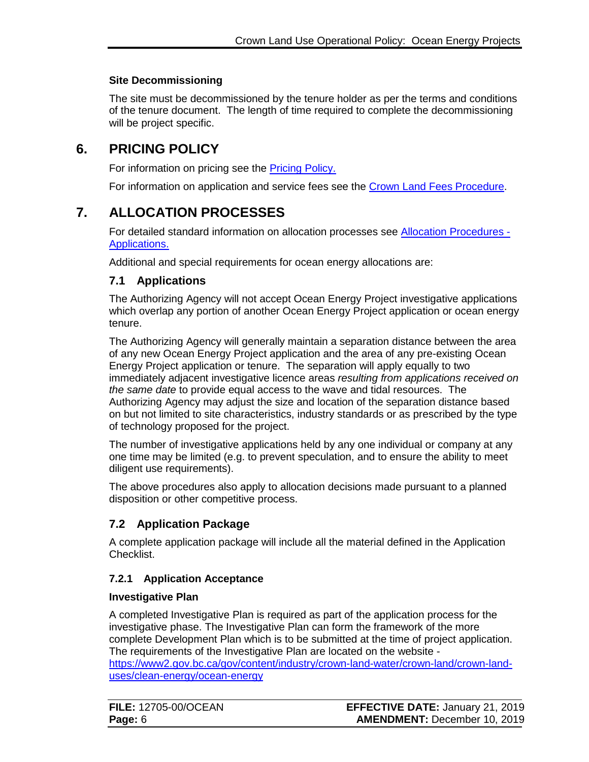**Site Decommissioning**

The site must be decommissioned by the tenure holder as per the terms and conditions of the tenure document. The length of time required to complete the decommissioning will be project specific.

# 6. PRICING POLICY

For information on pricing see the [Pricing Policy.]()

For information on application and service fees see the [Crown Land Fees Procedure]().

# 7. ALLOCATION PROCESSES

For detailed standard information on allocation processes see [Allocation Procedures - Applications.]()

Additional and special requirements for ocean energy allocations are:

## 7.1 Applications

The Authorizing Agency will not accept Ocean Energy Project investigative applications which overlap any portion of another Ocean Energy Project application or ocean energy tenure.

The Authorizing Agency will generally maintain a separation distance between the area of any new Ocean Energy Project application and the area of any pre-existing Ocean Energy Project application or tenure. The separation will apply equally to two immediately adjacent investigative licence areas *resulting from applications received on the same date* to provide equal access to the wave and tidal resources. The Authorizing Agency may adjust the size and location of the separation distance based on but not limited to site characteristics, industry standards or as prescribed by the type of technology proposed for the project.

The number of investigative applications held by any one individual or company at any one time may be limited (e.g. to prevent speculation, and to ensure the ability to meet diligent use requirements).

The above procedures also apply to allocation decisions made pursuant to a planned disposition or other competitive process.

## 7.2 Application Package

A complete application package will include all the material defined in the Application Checklist.

### 7.2.1 Application Acceptance

**Investigative Plan**

A completed Investigative Plan is required as part of the application process for the investigative phase. The Investigative Plan can form the framework of the more complete Development Plan which is to be submitted at the time of project application. The requirements of the Investigative Plan are located on the website - [https://www2.gov.bc.ca/gov/content/industry/crown-land-water/crown-land/crown-land-uses/clean-energy/ocean-energy](https://www2.gov.bc.ca/gov/content/industry/crown-land-water/crown-land/crown-land-uses/clean-energy/ocean-energy)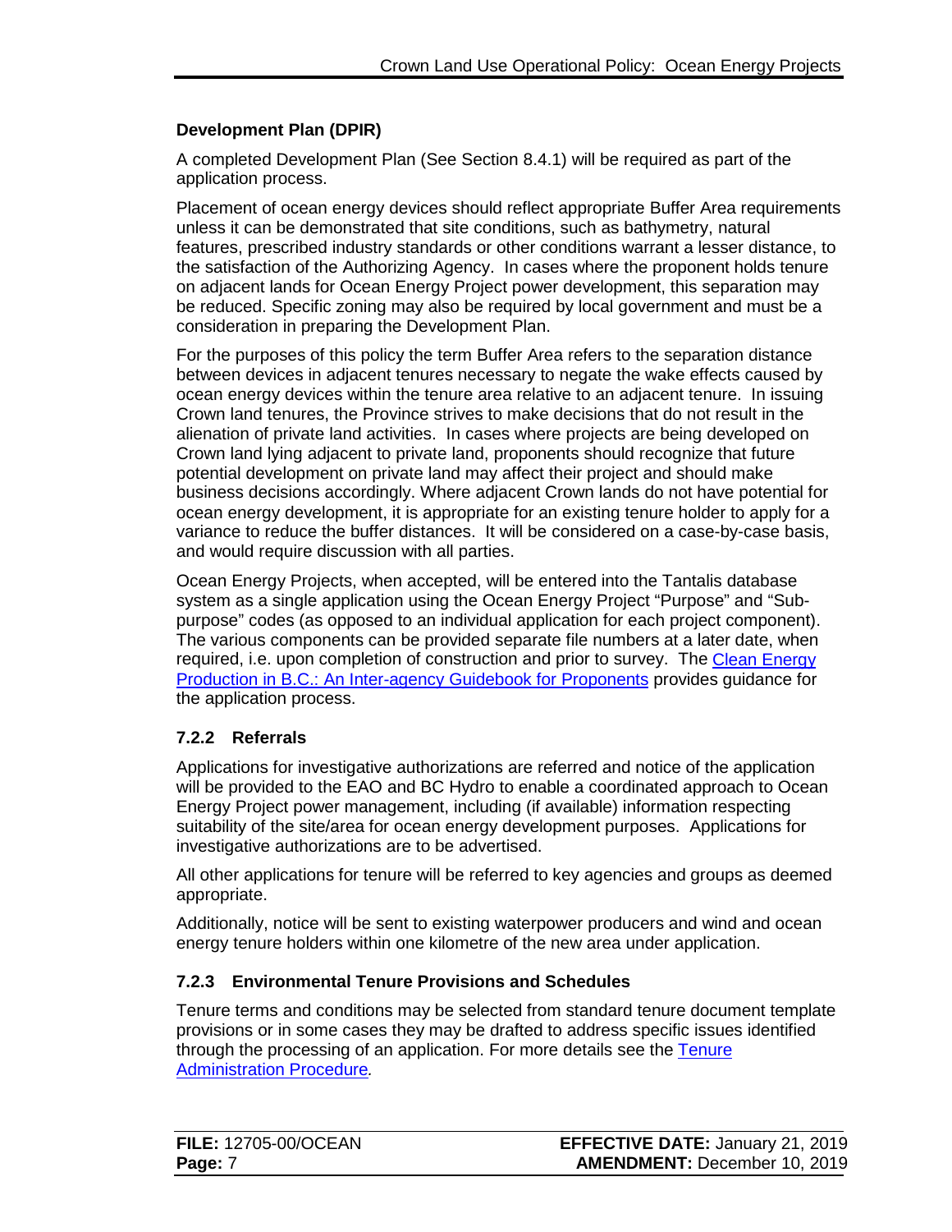**Development Plan (DPIR)**

A completed Development Plan (See Section 8.4.1) will be required as part of the application process.

Placement of ocean energy devices should reflect appropriate Buffer Area requirements unless it can be demonstrated that site conditions, such as bathymetry, natural features, prescribed industry standards or other conditions warrant a lesser distance, to the satisfaction of the Authorizing Agency. In cases where the proponent holds tenure on adjacent lands for Ocean Energy Project power development, this separation may be reduced. Specific zoning may also be required by local government and must be a consideration in preparing the Development Plan.

For the purposes of this policy the term Buffer Area refers to the separation distance between devices in adjacent tenures necessary to negate the wake effects caused by ocean energy devices within the tenure area relative to an adjacent tenure. In issuing Crown land tenures, the Province strives to make decisions that do not result in the alienation of private land activities. In cases where projects are being developed on Crown land lying adjacent to private land, proponents should recognize that future potential development on private land may affect their project and should make business decisions accordingly. Where adjacent Crown lands do not have potential for ocean energy development, it is appropriate for an existing tenure holder to apply for a variance to reduce the buffer distances. It will be considered on a case-by-case basis, and would require discussion with all parties.

Ocean Energy Projects, when accepted, will be entered into the Tantalis database system as a single application using the Ocean Energy Project "Purpose" and "Sub-purpose" codes (as opposed to an individual application for each project component). The various components can be provided separate file numbers at a later date, when required, i.e. upon completion of construction and prior to survey. The Clean Energy Production in B.C.: An Inter-agency Guidebook for Proponents provides guidance for the application process.

### 7.2.2 Referrals

Applications for investigative authorizations are referred and notice of the application will be provided to the EAO and BC Hydro to enable a coordinated approach to Ocean Energy Project power management, including (if available) information respecting suitability of the site/area for ocean energy development purposes. Applications for investigative authorizations are to be advertised.

All other applications for tenure will be referred to key agencies and groups as deemed appropriate.

Additionally, notice will be sent to existing waterpower producers and wind and ocean energy tenure holders within one kilometre of the new area under application.

### 7.2.3 Environmental Tenure Provisions and Schedules

Tenure terms and conditions may be selected from standard tenure document template provisions or in some cases they may be drafted to address specific issues identified through the processing of an application. For more details see the Tenure Administration Procedure.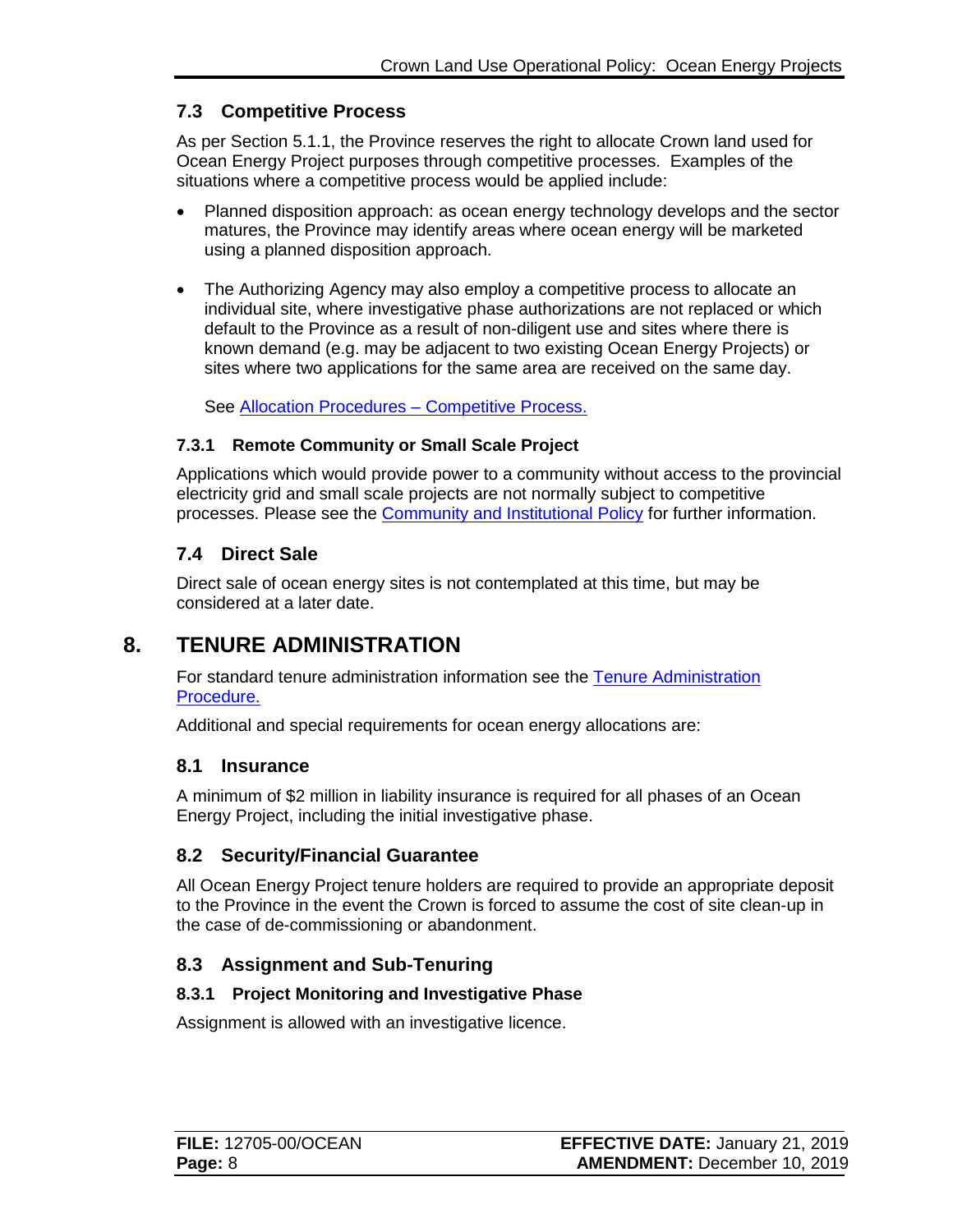### 7.3 Competitive Process

As per Section 5.1.1, the Province reserves the right to allocate Crown land used for Ocean Energy Project purposes through competitive processes. Examples of the situations where a competitive process would be applied include:

- Planned disposition approach: as ocean energy technology develops and the sector matures, the Province may identify areas where ocean energy will be marketed using a planned disposition approach.

- The Authorizing Agency may also employ a competitive process to allocate an individual site, where investigative phase authorizations are not replaced or which default to the Province as a result of non-diligent use and sites where there is known demand (e.g. may be adjacent to two existing Ocean Energy Projects) or sites where two applications for the same area are received on the same day.

  See [Allocation Procedures – Competitive Process.]

#### 7.3.1 Remote Community or Small Scale Project

Applications which would provide power to a community without access to the provincial electricity grid and small scale projects are not normally subject to competitive processes. Please see the [Community and Institutional Policy] for further information.

### 7.4 Direct Sale

Direct sale of ocean energy sites is not contemplated at this time, but may be considered at a later date.

## 8. TENURE ADMINISTRATION

For standard tenure administration information see the [Tenure Administration Procedure.]

Additional and special requirements for ocean energy allocations are:

### 8.1 Insurance

A minimum of $2 million in liability insurance is required for all phases of an Ocean Energy Project, including the initial investigative phase.

### 8.2 Security/Financial Guarantee

All Ocean Energy Project tenure holders are required to provide an appropriate deposit to the Province in the event the Crown is forced to assume the cost of site clean-up in the case of de-commissioning or abandonment.

### 8.3 Assignment and Sub-Tenuring

#### 8.3.1 Project Monitoring and Investigative Phase

Assignment is allowed with an investigative licence.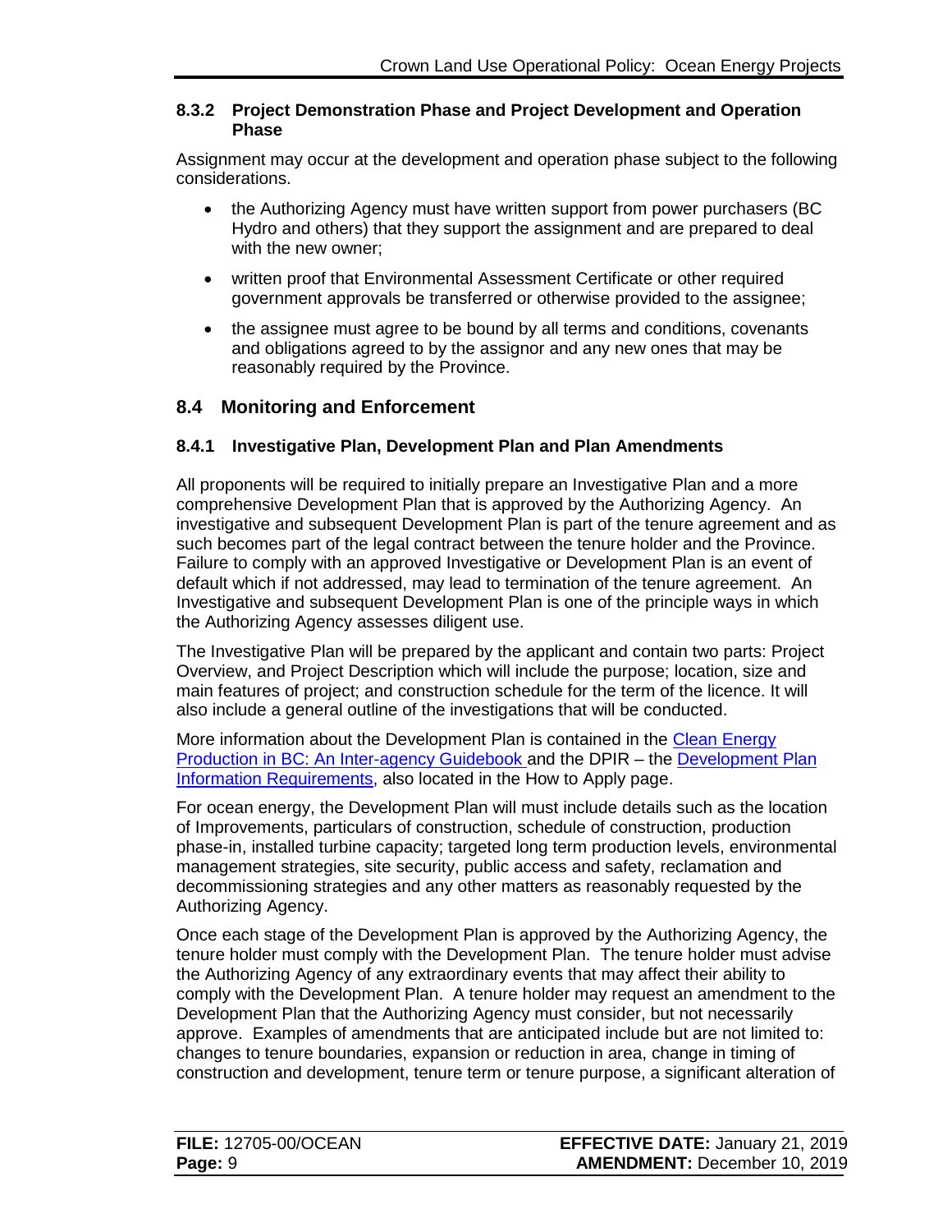#### 8.3.2 Project Demonstration Phase and Project Development and Operation Phase

Assignment may occur at the development and operation phase subject to the following considerations.

- the Authorizing Agency must have written support from power purchasers (BC Hydro and others) that they support the assignment and are prepared to deal with the new owner;
- written proof that Environmental Assessment Certificate or other required government approvals be transferred or otherwise provided to the assignee;
- the assignee must agree to be bound by all terms and conditions, covenants and obligations agreed to by the assignor and any new ones that may be reasonably required by the Province.

### 8.4 Monitoring and Enforcement

#### 8.4.1 Investigative Plan, Development Plan and Plan Amendments

All proponents will be required to initially prepare an Investigative Plan and a more comprehensive Development Plan that is approved by the Authorizing Agency. An investigative and subsequent Development Plan is part of the tenure agreement and as such becomes part of the legal contract between the tenure holder and the Province. Failure to comply with an approved Investigative or Development Plan is an event of default which if not addressed, may lead to termination of the tenure agreement. An Investigative and subsequent Development Plan is one of the principle ways in which the Authorizing Agency assesses diligent use.

The Investigative Plan will be prepared by the applicant and contain two parts: Project Overview, and Project Description which will include the purpose; location, size and main features of project; and construction schedule for the term of the licence. It will also include a general outline of the investigations that will be conducted.

More information about the Development Plan is contained in the [Clean Energy Production in BC: An Inter-agency Guidebook](#) and the DPIR – the [Development Plan Information Requirements](#), also located in the How to Apply page.

For ocean energy, the Development Plan will must include details such as the location of Improvements, particulars of construction, schedule of construction, production phase-in, installed turbine capacity; targeted long term production levels, environmental management strategies, site security, public access and safety, reclamation and decommissioning strategies and any other matters as reasonably requested by the Authorizing Agency.

Once each stage of the Development Plan is approved by the Authorizing Agency, the tenure holder must comply with the Development Plan. The tenure holder must advise the Authorizing Agency of any extraordinary events that may affect their ability to comply with the Development Plan. A tenure holder may request an amendment to the Development Plan that the Authorizing Agency must consider, but not necessarily approve. Examples of amendments that are anticipated include but are not limited to: changes to tenure boundaries, expansion or reduction in area, change in timing of construction and development, tenure term or tenure purpose, a significant alteration of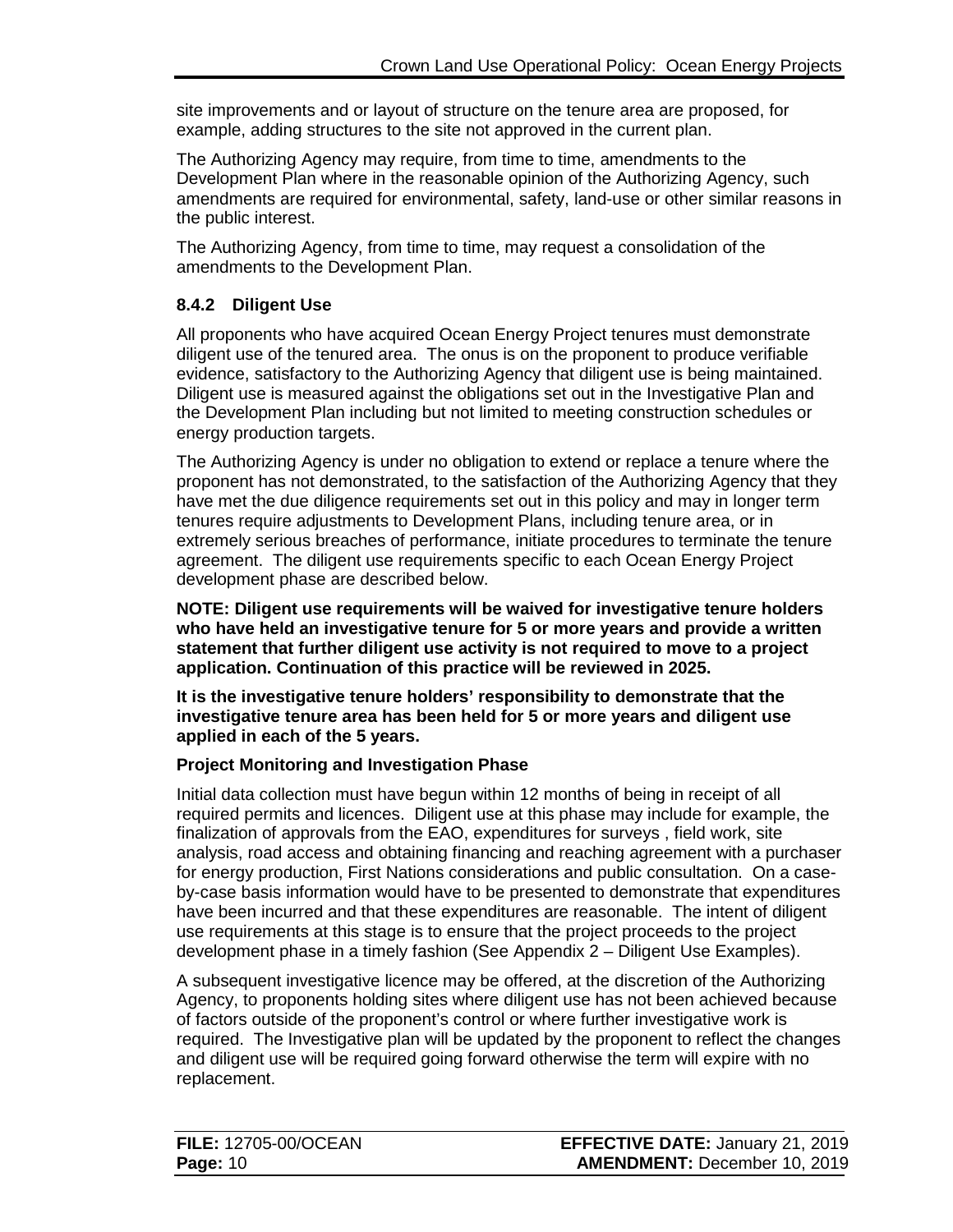site improvements and or layout of structure on the tenure area are proposed, for example, adding structures to the site not approved in the current plan.

The Authorizing Agency may require, from time to time, amendments to the Development Plan where in the reasonable opinion of the Authorizing Agency, such amendments are required for environmental, safety, land-use or other similar reasons in the public interest.

The Authorizing Agency, from time to time, may request a consolidation of the amendments to the Development Plan.

### 8.4.2 Diligent Use

All proponents who have acquired Ocean Energy Project tenures must demonstrate diligent use of the tenured area. The onus is on the proponent to produce verifiable evidence, satisfactory to the Authorizing Agency that diligent use is being maintained. Diligent use is measured against the obligations set out in the Investigative Plan and the Development Plan including but not limited to meeting construction schedules or energy production targets.

The Authorizing Agency is under no obligation to extend or replace a tenure where the proponent has not demonstrated, to the satisfaction of the Authorizing Agency that they have met the due diligence requirements set out in this policy and may in longer term tenures require adjustments to Development Plans, including tenure area, or in extremely serious breaches of performance, initiate procedures to terminate the tenure agreement. The diligent use requirements specific to each Ocean Energy Project development phase are described below.

**NOTE: Diligent use requirements will be waived for investigative tenure holders who have held an investigative tenure for 5 or more years and provide a written statement that further diligent use activity is not required to move to a project application. Continuation of this practice will be reviewed in 2025.**

**It is the investigative tenure holders' responsibility to demonstrate that the investigative tenure area has been held for 5 or more years and diligent use applied in each of the 5 years.**

**Project Monitoring and Investigation Phase**

Initial data collection must have begun within 12 months of being in receipt of all required permits and licences. Diligent use at this phase may include for example, the finalization of approvals from the EAO, expenditures for surveys , field work, site analysis, road access and obtaining financing and reaching agreement with a purchaser for energy production, First Nations considerations and public consultation. On a case-by-case basis information would have to be presented to demonstrate that expenditures have been incurred and that these expenditures are reasonable. The intent of diligent use requirements at this stage is to ensure that the project proceeds to the project development phase in a timely fashion (See Appendix 2 – Diligent Use Examples).

A subsequent investigative licence may be offered, at the discretion of the Authorizing Agency, to proponents holding sites where diligent use has not been achieved because of factors outside of the proponent's control or where further investigative work is required. The Investigative plan will be updated by the proponent to reflect the changes and diligent use will be required going forward otherwise the term will expire with no replacement.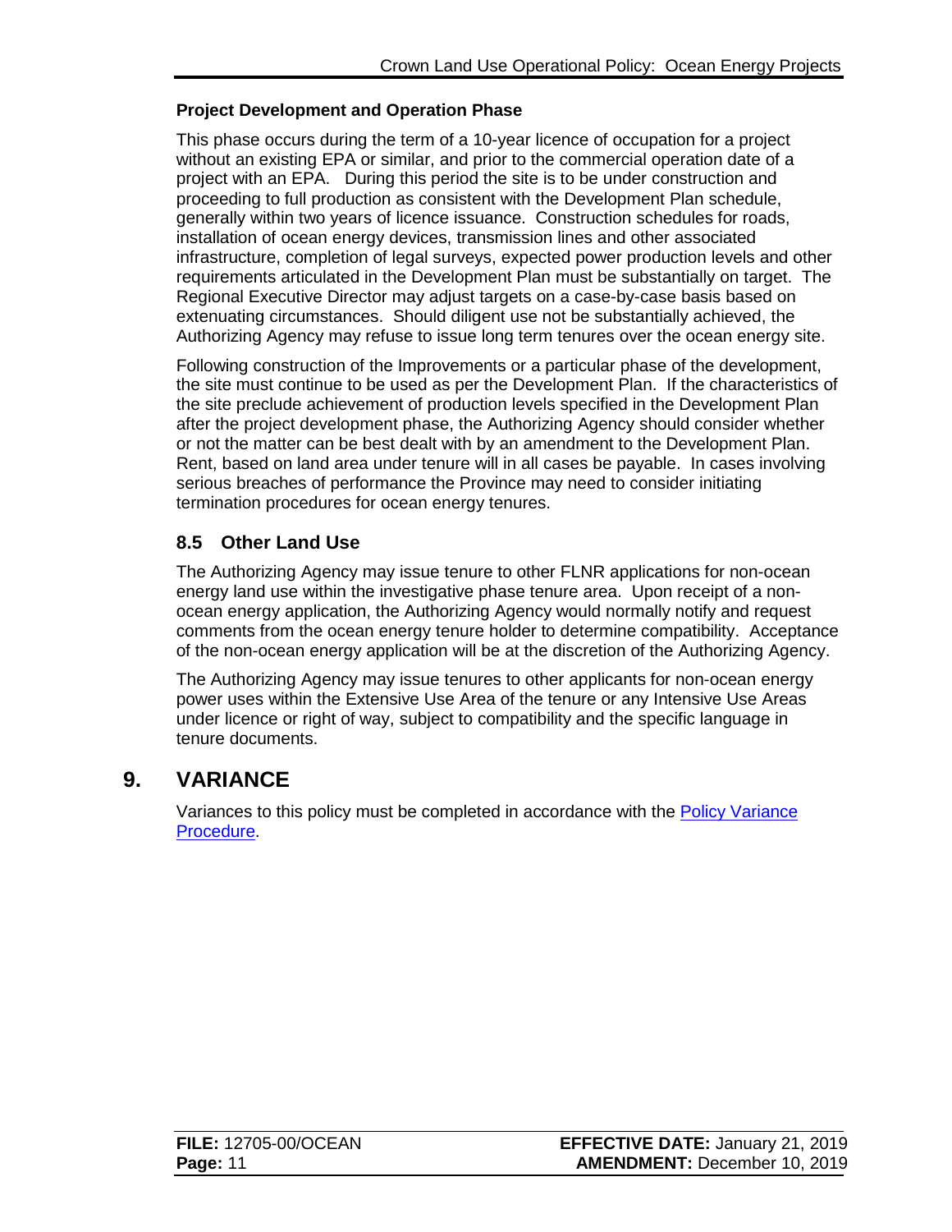**Project Development and Operation Phase**

This phase occurs during the term of a 10-year licence of occupation for a project without an existing EPA or similar, and prior to the commercial operation date of a project with an EPA. During this period the site is to be under construction and proceeding to full production as consistent with the Development Plan schedule, generally within two years of licence issuance. Construction schedules for roads, installation of ocean energy devices, transmission lines and other associated infrastructure, completion of legal surveys, expected power production levels and other requirements articulated in the Development Plan must be substantially on target. The Regional Executive Director may adjust targets on a case-by-case basis based on extenuating circumstances. Should diligent use not be substantially achieved, the Authorizing Agency may refuse to issue long term tenures over the ocean energy site.

Following construction of the Improvements or a particular phase of the development, the site must continue to be used as per the Development Plan. If the characteristics of the site preclude achievement of production levels specified in the Development Plan after the project development phase, the Authorizing Agency should consider whether or not the matter can be best dealt with by an amendment to the Development Plan. Rent, based on land area under tenure will in all cases be payable. In cases involving serious breaches of performance the Province may need to consider initiating termination procedures for ocean energy tenures.

### 8.5 Other Land Use

The Authorizing Agency may issue tenure to other FLNR applications for non-ocean energy land use within the investigative phase tenure area. Upon receipt of a non-ocean energy application, the Authorizing Agency would normally notify and request comments from the ocean energy tenure holder to determine compatibility. Acceptance of the non-ocean energy application will be at the discretion of the Authorizing Agency.

The Authorizing Agency may issue tenures to other applicants for non-ocean energy power uses within the Extensive Use Area of the tenure or any Intensive Use Areas under licence or right of way, subject to compatibility and the specific language in tenure documents.

## 9. VARIANCE

Variances to this policy must be completed in accordance with the Policy Variance Procedure.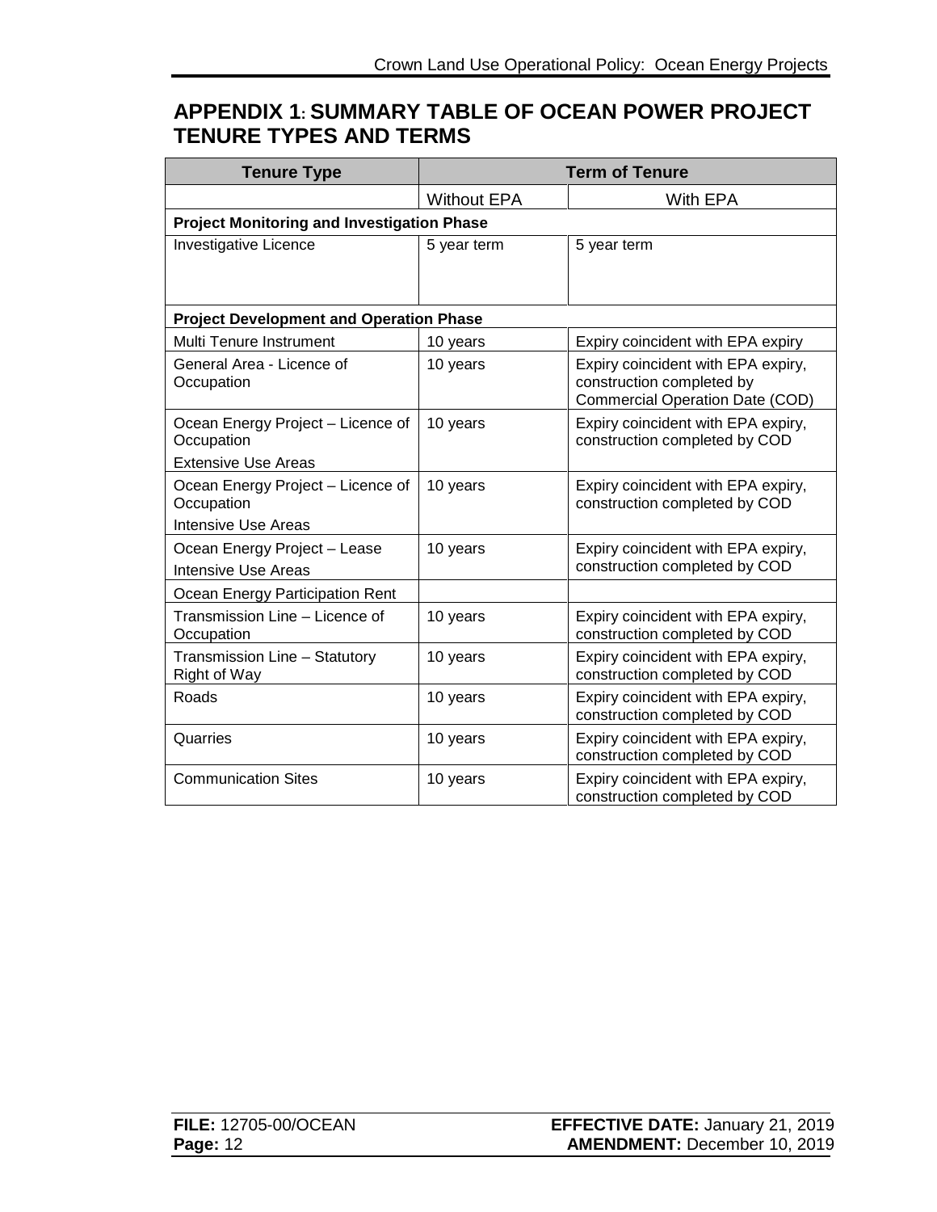## APPENDIX 1: SUMMARY TABLE OF OCEAN POWER PROJECT TENURE TYPES AND TERMS

| Tenure Type | Term of Tenure | |
|---|---|---|
| | Without EPA | With EPA |
| **Project Monitoring and Investigation Phase** | | |
| Investigative Licence | 5 year term | 5 year term |
| **Project Development and Operation Phase** | | |
| Multi Tenure Instrument | 10 years | Expiry coincident with EPA expiry |
| General Area - Licence of Occupation | 10 years | Expiry coincident with EPA expiry, construction completed by Commercial Operation Date (COD) |
| Ocean Energy Project – Licence of Occupation<br>Extensive Use Areas | 10 years | Expiry coincident with EPA expiry, construction completed by COD |
| Ocean Energy Project – Licence of Occupation<br>Intensive Use Areas | 10 years | Expiry coincident with EPA expiry, construction completed by COD |
| Ocean Energy Project – Lease<br>Intensive Use Areas | 10 years | Expiry coincident with EPA expiry, construction completed by COD |
| Ocean Energy Participation Rent | | |
| Transmission Line – Licence of Occupation | 10 years | Expiry coincident with EPA expiry, construction completed by COD |
| Transmission Line – Statutory Right of Way | 10 years | Expiry coincident with EPA expiry, construction completed by COD |
| Roads | 10 years | Expiry coincident with EPA expiry, construction completed by COD |
| Quarries | 10 years | Expiry coincident with EPA expiry, construction completed by COD |
| Communication Sites | 10 years | Expiry coincident with EPA expiry, construction completed by COD |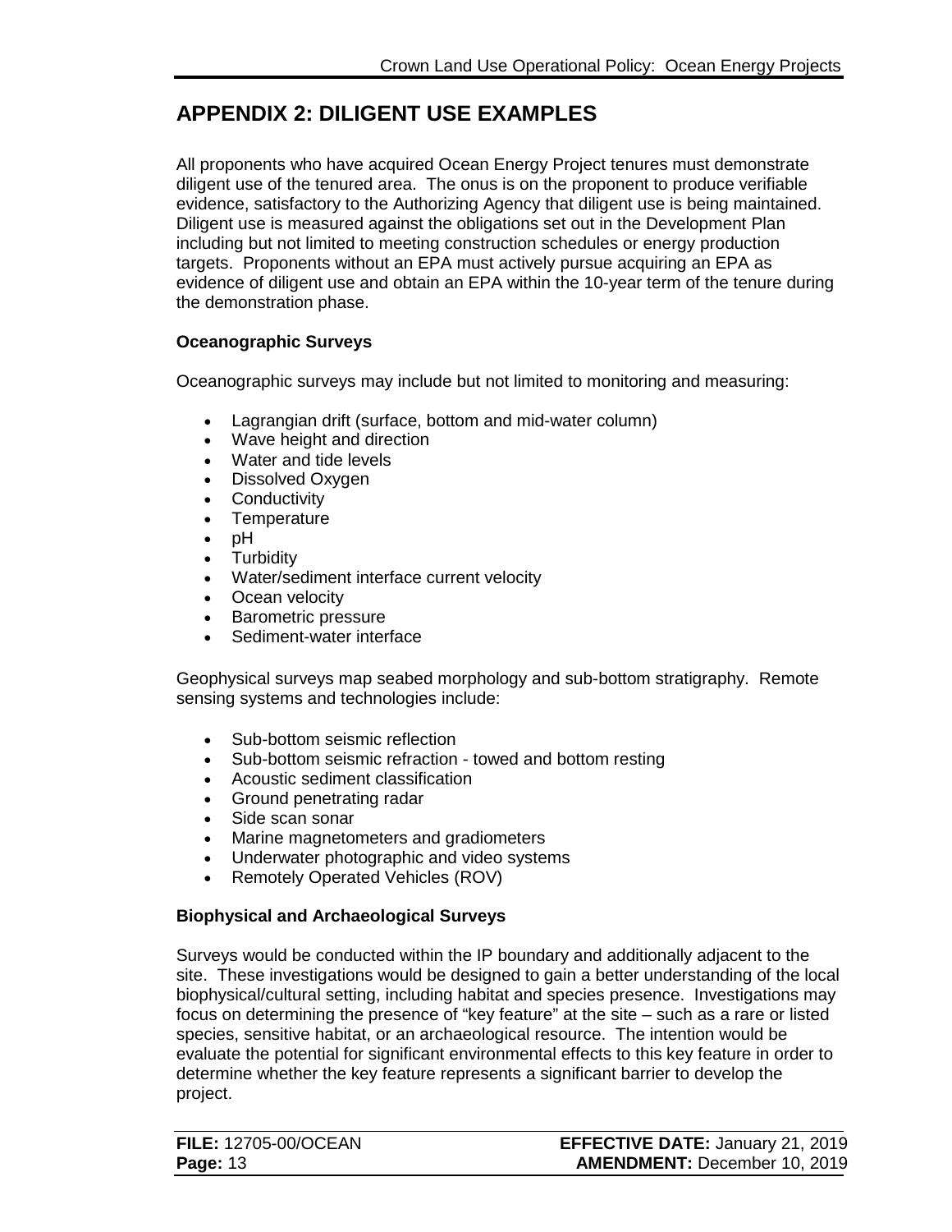## APPENDIX 2: DILIGENT USE EXAMPLES

All proponents who have acquired Ocean Energy Project tenures must demonstrate diligent use of the tenured area. The onus is on the proponent to produce verifiable evidence, satisfactory to the Authorizing Agency that diligent use is being maintained. Diligent use is measured against the obligations set out in the Development Plan including but not limited to meeting construction schedules or energy production targets. Proponents without an EPA must actively pursue acquiring an EPA as evidence of diligent use and obtain an EPA within the 10-year term of the tenure during the demonstration phase.

**Oceanographic Surveys**

Oceanographic surveys may include but not limited to monitoring and measuring:

- Lagrangian drift (surface, bottom and mid-water column)
- Wave height and direction
- Water and tide levels
- Dissolved Oxygen
- Conductivity
- Temperature
- pH
- Turbidity
- Water/sediment interface current velocity
- Ocean velocity
- Barometric pressure
- Sediment-water interface

Geophysical surveys map seabed morphology and sub-bottom stratigraphy. Remote sensing systems and technologies include:

- Sub-bottom seismic reflection
- Sub-bottom seismic refraction - towed and bottom resting
- Acoustic sediment classification
- Ground penetrating radar
- Side scan sonar
- Marine magnetometers and gradiometers
- Underwater photographic and video systems
- Remotely Operated Vehicles (ROV)

**Biophysical and Archaeological Surveys**

Surveys would be conducted within the IP boundary and additionally adjacent to the site. These investigations would be designed to gain a better understanding of the local biophysical/cultural setting, including habitat and species presence. Investigations may focus on determining the presence of "key feature" at the site – such as a rare or listed species, sensitive habitat, or an archaeological resource. The intention would be evaluate the potential for significant environmental effects to this key feature in order to determine whether the key feature represents a significant barrier to develop the project.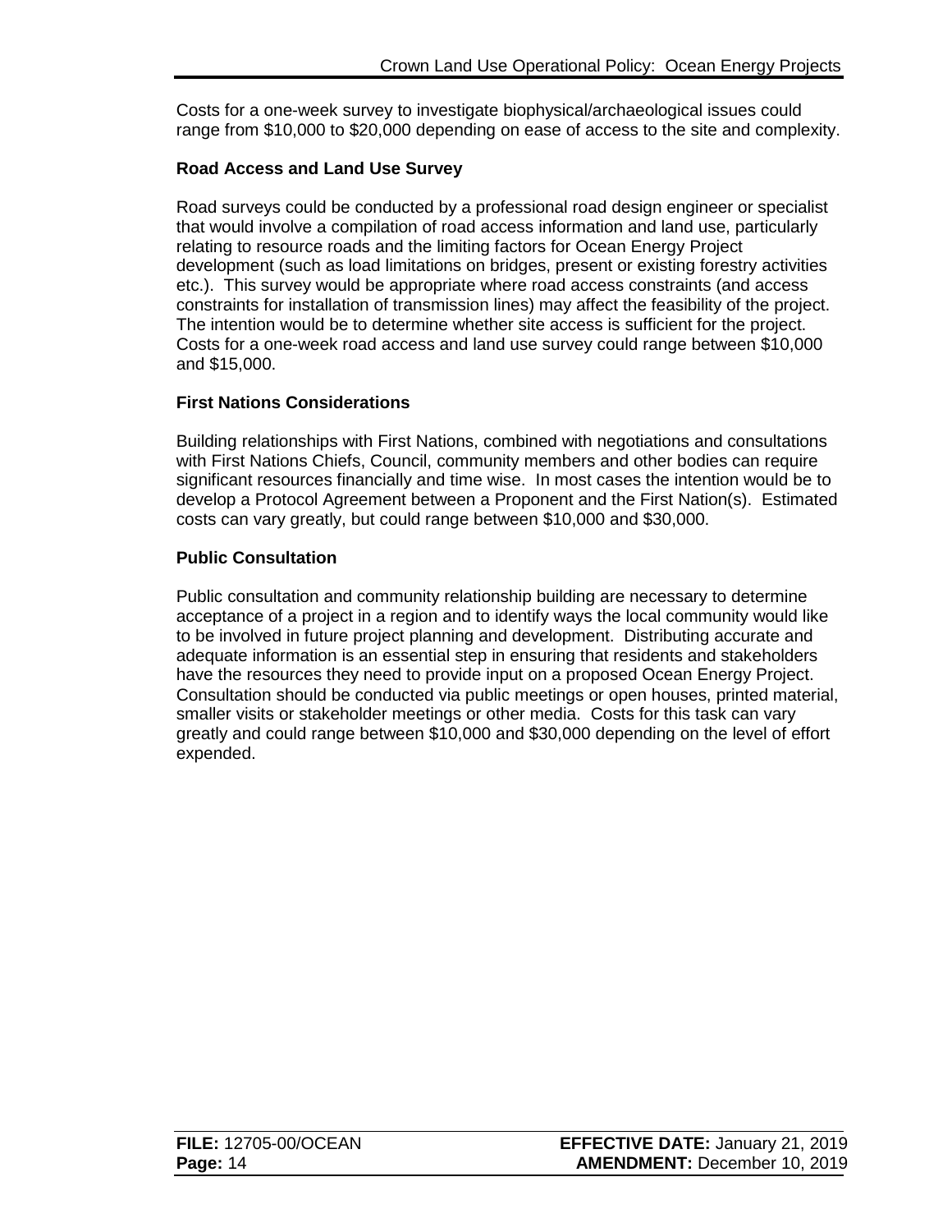Costs for a one-week survey to investigate biophysical/archaeological issues could range from $10,000 to $20,000 depending on ease of access to the site and complexity.

### Road Access and Land Use Survey

Road surveys could be conducted by a professional road design engineer or specialist that would involve a compilation of road access information and land use, particularly relating to resource roads and the limiting factors for Ocean Energy Project development (such as load limitations on bridges, present or existing forestry activities etc.). This survey would be appropriate where road access constraints (and access constraints for installation of transmission lines) may affect the feasibility of the project. The intention would be to determine whether site access is sufficient for the project. Costs for a one-week road access and land use survey could range between $10,000 and $15,000.

### First Nations Considerations

Building relationships with First Nations, combined with negotiations and consultations with First Nations Chiefs, Council, community members and other bodies can require significant resources financially and time wise. In most cases the intention would be to develop a Protocol Agreement between a Proponent and the First Nation(s). Estimated costs can vary greatly, but could range between $10,000 and $30,000.

### Public Consultation

Public consultation and community relationship building are necessary to determine acceptance of a project in a region and to identify ways the local community would like to be involved in future project planning and development. Distributing accurate and adequate information is an essential step in ensuring that residents and stakeholders have the resources they need to provide input on a proposed Ocean Energy Project. Consultation should be conducted via public meetings or open houses, printed material, smaller visits or stakeholder meetings or other media. Costs for this task can vary greatly and could range between $10,000 and $30,000 depending on the level of effort expended.